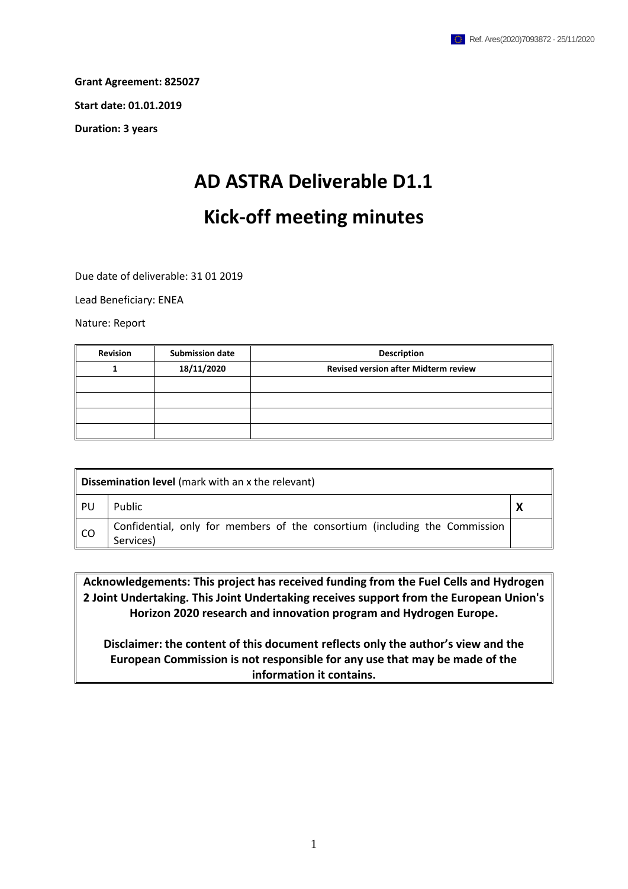**Grant Agreement: 825027**

**Start date: 01.01.2019**

**Duration: 3 years**

# AD ASTRA Deliverable D1.1

# Kick-off meeting minutes

Due date of deliverable: 31 01 2019

Lead Beneficiary: ENEA

Nature: Report

| Revision | Submission date | Description |
|---|---|---|
| 1 | 18/11/2020 | Revised version after Midterm review |
| | | |
| | | |
| | | |
| | | |

| **Dissemination level** (mark with an x the relevant) | | |
|---|---|---|
| PU | Public | X |
| CO | Confidential, only for members of the consortium (including the Commission Services) | |

**Acknowledgements: This project has received funding from the Fuel Cells and Hydrogen 2 Joint Undertaking. This Joint Undertaking receives support from the European Union's Horizon 2020 research and innovation program and Hydrogen Europe.**

**Disclaimer: the content of this document reflects only the author's view and the European Commission is not responsible for any use that may be made of the information it contains.**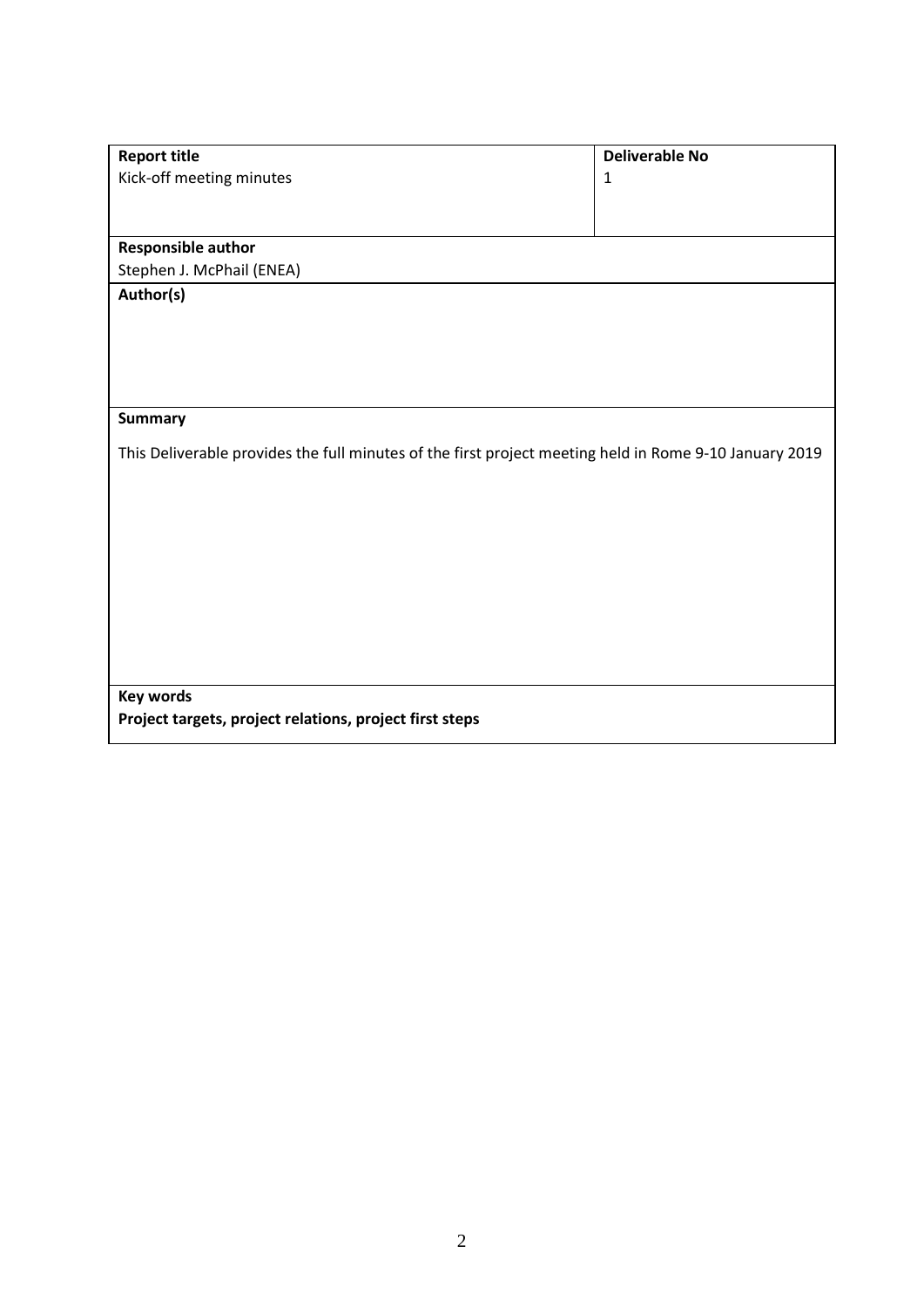| **Report title** | **Deliverable No** |
| --- | --- |
| Kick-off meeting minutes | 1 |
| **Responsible author**<br>Stephen J. McPhail (ENEA) | |
| **Author(s)** | |
| **Summary**<br><br>This Deliverable provides the full minutes of the first project meeting held in Rome 9-10 January 2019 | |
| **Key words**<br>**Project targets, project relations, project first steps** | |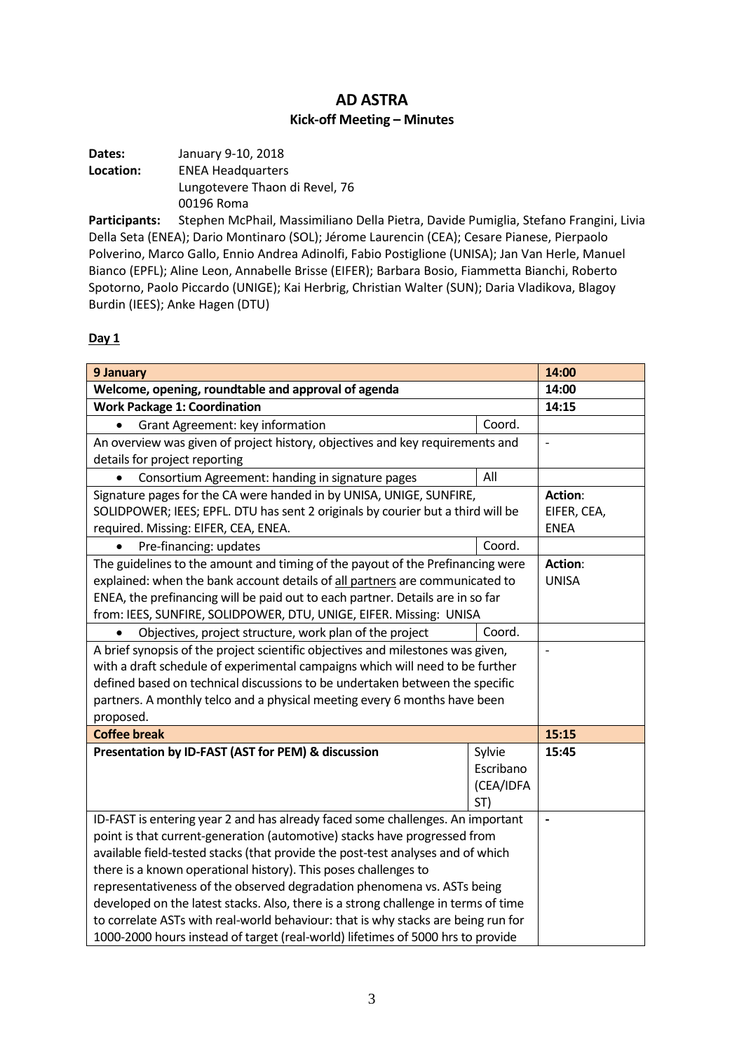# AD ASTRA

## Kick-off Meeting – Minutes

**Dates:** January 9-10, 2018

**Location:** ENEA Headquarters
Lungotevere Thaon di Revel, 76
00196 Roma

**Participants:** Stephen McPhail, Massimiliano Della Pietra, Davide Pumiglia, Stefano Frangini, Livia Della Seta (ENEA); Dario Montinaro (SOL); Jérome Laurencin (CEA); Cesare Pianese, Pierpaolo Polverino, Marco Gallo, Ennio Andrea Adinolfi, Fabio Postiglione (UNISA); Jan Van Herle, Manuel Bianco (EPFL); Aline Leon, Annabelle Brisse (EIFER); Barbara Bosio, Fiammetta Bianchi, Roberto Spotorno, Paolo Piccardo (UNIGE); Kai Herbrig, Christian Walter (SUN); Daria Vladikova, Blagoy Burdin (IEES); Anke Hagen (DTU)

### Day 1

| **9 January** | | **14:00** |
|---|---|---|
| **Welcome, opening, roundtable and approval of agenda** | | **14:00** |
| **Work Package 1: Coordination** | | **14:15** |
| • Grant Agreement: key information | Coord. | |
| An overview was given of project history, objectives and key requirements and details for project reporting | | - |
| • Consortium Agreement: handing in signature pages | All | |
| Signature pages for the CA were handed in by UNISA, UNIGE, SUNFIRE, SOLIDPOWER; IEES; EPFL. DTU has sent 2 originals by courier but a third will be required. Missing: EIFER, CEA, ENEA. | | **Action**: EIFER, CEA, ENEA |
| • Pre-financing: updates | Coord. | |
| The guidelines to the amount and timing of the payout of the Prefinancing were explained: when the bank account details of <u>all partners</u> are communicated to ENEA, the prefinancing will be paid out to each partner. Details are in so far from: IEES, SUNFIRE, SOLIDPOWER, DTU, UNIGE, EIFER. Missing: UNISA | | **Action**: UNISA |
| • Objectives, project structure, work plan of the project | Coord. | |
| A brief synopsis of the project scientific objectives and milestones was given, with a draft schedule of experimental campaigns which will need to be further defined based on technical discussions to be undertaken between the specific partners. A monthly telco and a physical meeting every 6 months have been proposed. | | - |
| **Coffee break** | | **15:15** |
| **Presentation by ID-FAST (AST for PEM) & discussion** | Sylvie Escribano (CEA/IDFAST) | **15:45** |
| ID-FAST is entering year 2 and has already faced some challenges. An important point is that current-generation (automotive) stacks have progressed from available field-tested stacks (that provide the post-test analyses and of which there is a known operational history). This poses challenges to representativeness of the observed degradation phenomena vs. ASTs being developed on the latest stacks. Also, there is a strong challenge in terms of time to correlate ASTs with real-world behaviour: that is why stacks are being run for 1000-2000 hours instead of target (real-world) lifetimes of 5000 hrs to provide | | - |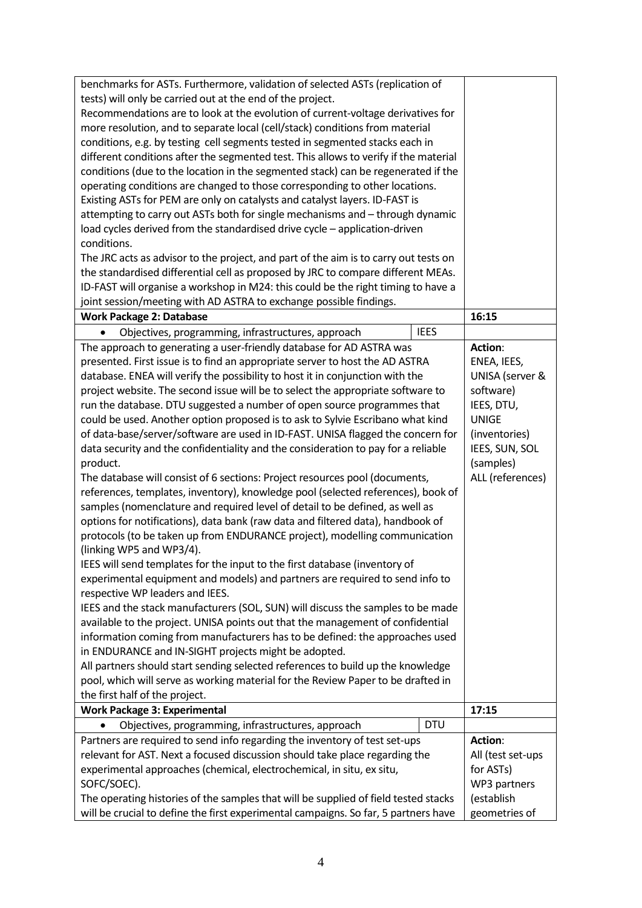| | | |
|---|---|---|
| benchmarks for ASTs. Furthermore, validation of selected ASTs (replication of tests) will only be carried out at the end of the project.<br>Recommendations are to look at the evolution of current-voltage derivatives for more resolution, and to separate local (cell/stack) conditions from material conditions, e.g. by testing cell segments tested in segmented stacks each in different conditions after the segmented test. This allows to verify if the material conditions (due to the location in the segmented stack) can be regenerated if the operating conditions are changed to those corresponding to other locations.<br>Existing ASTs for PEM are only on catalysts and catalyst layers. ID-FAST is attempting to carry out ASTs both for single mechanisms and – through dynamic load cycles derived from the standardised drive cycle – application-driven conditions.<br>The JRC acts as advisor to the project, and part of the aim is to carry out tests on the standardised differential cell as proposed by JRC to compare different MEAs.<br>ID-FAST will organise a workshop in M24: this could be the right timing to have a joint session/meeting with AD ASTRA to exchange possible findings. | | |
| **Work Package 2: Database** | | **16:15** |
| • Objectives, programming, infrastructures, approach | IEES | |
| The approach to generating a user-friendly database for AD ASTRA was presented. First issue is to find an appropriate server to host the AD ASTRA database. ENEA will verify the possibility to host it in conjunction with the project website. The second issue will be to select the appropriate software to run the database. DTU suggested a number of open source programmes that could be used. Another option proposed is to ask to Sylvie Escribano what kind of data-base/server/software are used in ID-FAST. UNISA flagged the concern for data security and the confidentiality and the consideration to pay for a reliable product.<br>The database will consist of 6 sections: Project resources pool (documents, references, templates, inventory), knowledge pool (selected references), book of samples (nomenclature and required level of detail to be defined, as well as options for notifications), data bank (raw data and filtered data), handbook of protocols (to be taken up from ENDURANCE project), modelling communication (linking WP5 and WP3/4).<br>IEES will send templates for the input to the first database (inventory of experimental equipment and models) and partners are required to send info to respective WP leaders and IEES.<br>IEES and the stack manufacturers (SOL, SUN) will discuss the samples to be made available to the project. UNISA points out that the management of confidential information coming from manufacturers has to be defined: the approaches used in ENDURANCE and IN-SIGHT projects might be adopted.<br>All partners should start sending selected references to build up the knowledge pool, which will serve as working material for the Review Paper to be drafted in the first half of the project. | | **Action**:<br>ENEA, IEES, UNISA (server & software)<br>IEES, DTU, UNIGE (inventories)<br>IEES, SUN, SOL (samples)<br>ALL (references) |
| **Work Package 3: Experimental** | | **17:15** |
| • Objectives, programming, infrastructures, approach | DTU | |
| Partners are required to send info regarding the inventory of test set-ups relevant for AST. Next a focused discussion should take place regarding the experimental approaches (chemical, electrochemical, in situ, ex situ, SOFC/SOEC).<br>The operating histories of the samples that will be supplied of field tested stacks will be crucial to define the first experimental campaigns. So far, 5 partners have | | **Action**:<br>All (test set-ups for ASTs)<br>WP3 partners (establish geometries of |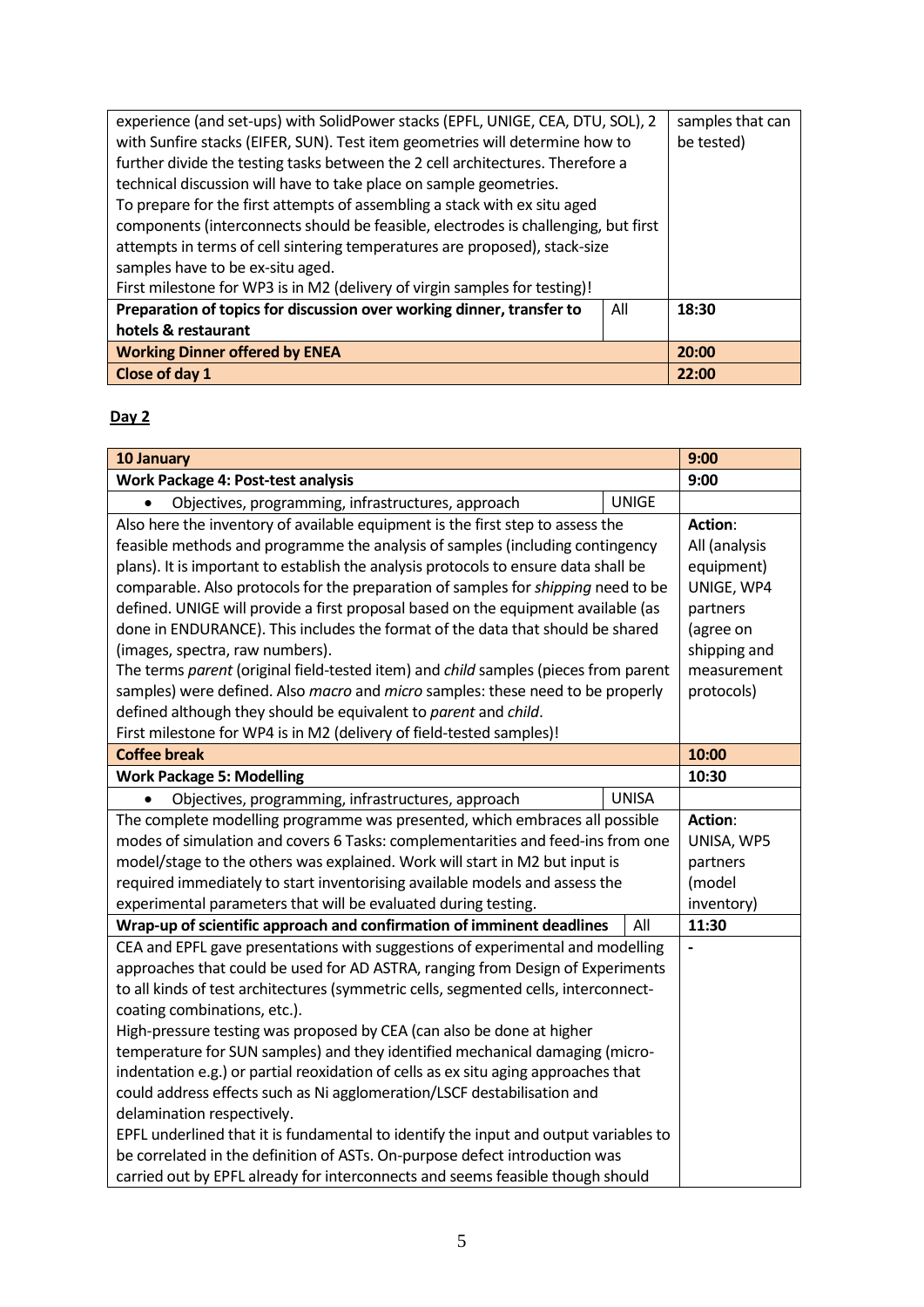| | | |
|---|---|---|
| experience (and set-ups) with SolidPower stacks (EPFL, UNIGE, CEA, DTU, SOL), 2 with Sunfire stacks (EIFER, SUN). Test item geometries will determine how to further divide the testing tasks between the 2 cell architectures. Therefore a technical discussion will have to take place on sample geometries. To prepare for the first attempts of assembling a stack with ex situ aged components (interconnects should be feasible, electrodes is challenging, but first attempts in terms of cell sintering temperatures are proposed), stack-size samples have to be ex-situ aged. First milestone for WP3 is in M2 (delivery of virgin samples for testing)! | | samples that can be tested) |
| **Preparation of topics for discussion over working dinner, transfer to hotels & restaurant** | All | **18:30** |
| **Working Dinner offered by ENEA** | | **20:00** |
| **Close of day 1** | | **22:00** |

## Day 2

| | | |
|---|---|---|
| **10 January** | | **9:00** |
| **Work Package 4: Post-test analysis** | | **9:00** |
| • Objectives, programming, infrastructures, approach | UNIGE | |
| Also here the inventory of available equipment is the first step to assess the feasible methods and programme the analysis of samples (including contingency plans). It is important to establish the analysis protocols to ensure data shall be comparable. Also protocols for the preparation of samples for *shipping* need to be defined. UNIGE will provide a first proposal based on the equipment available (as done in ENDURANCE). This includes the format of the data that should be shared (images, spectra, raw numbers). The terms *parent* (original field-tested item) and *child* samples (pieces from parent samples) were defined. Also *macro* and *micro* samples: these need to be properly defined although they should be equivalent to *parent* and *child*. First milestone for WP4 is in M2 (delivery of field-tested samples)! | | **Action**: All (analysis equipment) UNIGE, WP4 partners (agree on shipping and measurement protocols) |
| **Coffee break** | | **10:00** |
| **Work Package 5: Modelling** | | **10:30** |
| • Objectives, programming, infrastructures, approach | UNISA | |
| The complete modelling programme was presented, which embraces all possible modes of simulation and covers 6 Tasks: complementarities and feed-ins from one model/stage to the others was explained. Work will start in M2 but input is required immediately to start inventorising available models and assess the experimental parameters that will be evaluated during testing. | | **Action**: UNISA, WP5 partners (model inventory) |
| **Wrap-up of scientific approach and confirmation of imminent deadlines** | All | **11:30** |
| CEA and EPFL gave presentations with suggestions of experimental and modelling approaches that could be used for AD ASTRA, ranging from Design of Experiments to all kinds of test architectures (symmetric cells, segmented cells, interconnect-coating combinations, etc.). High-pressure testing was proposed by CEA (can also be done at higher temperature for SUN samples) and they identified mechanical damaging (micro-indentation e.g.) or partial reoxidation of cells as ex situ aging approaches that could address effects such as Ni agglomeration/LSCF destabilisation and delamination respectively. EPFL underlined that it is fundamental to identify the input and output variables to be correlated in the definition of ASTs. On-purpose defect introduction was carried out by EPFL already for interconnects and seems feasible though should | | - |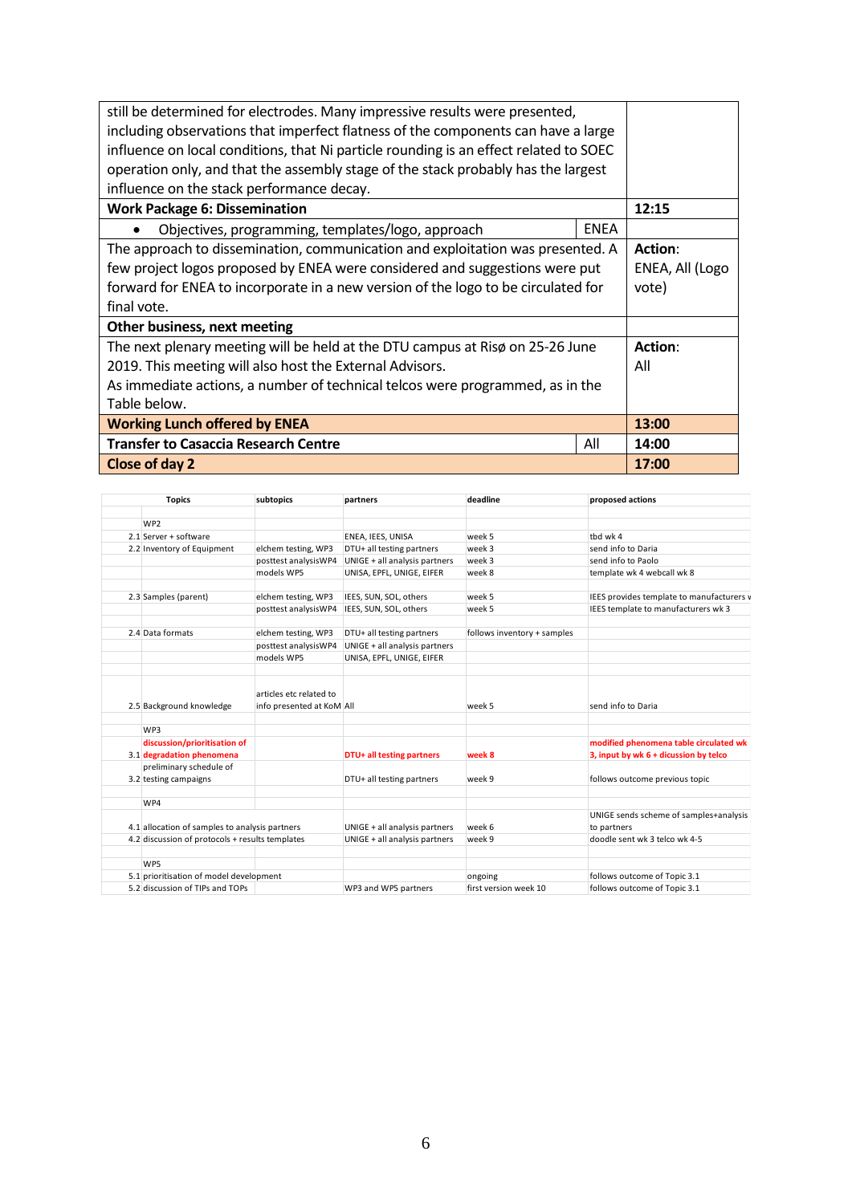| | | |
|---|---|---|
| still be determined for electrodes. Many impressive results were presented, including observations that imperfect flatness of the components can have a large influence on local conditions, that Ni particle rounding is an effect related to SOEC operation only, and that the assembly stage of the stack probably has the largest influence on the stack performance decay. | | |
| **Work Package 6: Dissemination** | | **12:15** |
| • Objectives, programming, templates/logo, approach | ENEA | |
| The approach to dissemination, communication and exploitation was presented. A few project logos proposed by ENEA were considered and suggestions were put forward for ENEA to incorporate in a new version of the logo to be circulated for final vote. | | **Action**: ENEA, All (Logo vote) |
| **Other business, next meeting** | | |
| The next plenary meeting will be held at the DTU campus at Risø on 25-26 June 2019. This meeting will also host the External Advisors. As immediate actions, a number of technical telcos were programmed, as in the Table below. | | **Action**: All |
| **Working Lunch offered by ENEA** | | **13:00** |
| **Transfer to Casaccia Research Centre** | All | **14:00** |
| **Close of day 2** | | **17:00** |

| | Topics | subtopics | partners | deadline | proposed actions |
|---|---|---|---|---|---|
| | WP2 | | | | |
| 2.1 | Server + software | | ENEA, IEES, UNISA | week 5 | tbd wk 4 |
| 2.2 | Inventory of Equipment | elchem testing, WP3 | DTU+ all testing partners | week 3 | send info to Daria |
| | | posttest analysisWP4 | UNIGE + all analysis partners | week 3 | send info to Paolo |
| | | models WP5 | UNISA, EPFL, UNIGE, EIFER | week 8 | template wk 4 webcall wk 8 |
| 2.3 | Samples (parent) | elchem testing, WP3 | IEES, SUN, SOL, others | week 5 | IEES provides template to manufacturers v |
| | | posttest analysisWP4 | IEES, SUN, SOL, others | week 5 | IEES template to manufacturers wk 3 |
| 2.4 | Data formats | elchem testing, WP3 | DTU+ all testing partners | follows inventory + samples | |
| | | posttest analysisWP4 | UNIGE + all analysis partners | | |
| | | models WP5 | UNISA, EPFL, UNIGE, EIFER | | |
| 2.5 | Background knowledge | articles etc related to info presented at KoM | All | week 5 | send info to Daria |
| | WP3 | | | | |
| 3.1 | discussion/prioritisation of degradation phenomena | | DTU+ all testing partners | week 8 | modified phenomena table circulated wk 3, input by wk 6 + dicussion by telco |
| 3.2 | preliminary schedule of testing campaigns | | DTU+ all testing partners | week 9 | follows outcome previous topic |
| | WP4 | | | | |
| 4.1 | allocation of samples to analysis partners | | UNIGE + all analysis partners | week 6 | UNIGE sends scheme of samples+analysis to partners |
| 4.2 | discussion of protocols + results templates | | UNIGE + all analysis partners | week 9 | doodle sent wk 3 telco wk 4-5 |
| | WP5 | | | | |
| 5.1 | prioritisation of model development | | | ongoing | follows outcome of Topic 3.1 |
| 5.2 | discussion of TIPs and TOPs | | WP3 and WP5 partners | first version week 10 | follows outcome of Topic 3.1 |